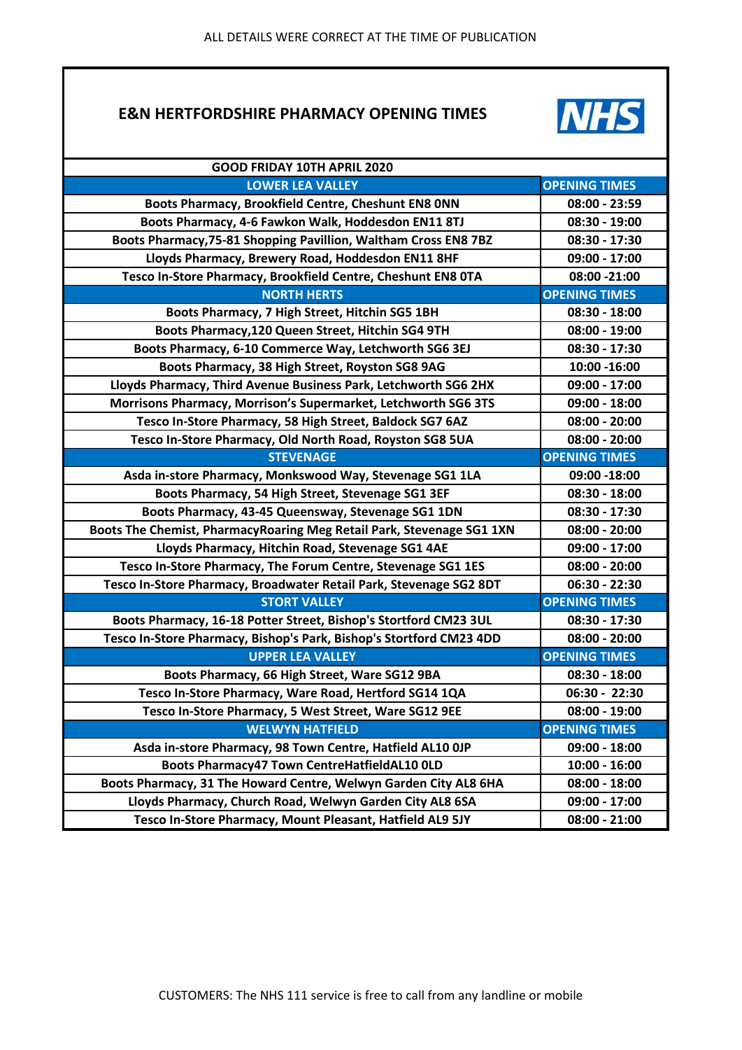ALL DETAILS WERE CORRECT AT THE TIME OF PUBLICATION

# E&N HERTFORDSHIRE PHARMACY OPENING TIMES

| GOOD FRIDAY 10TH APRIL 2020 | |
|---|---|
| **LOWER LEA VALLEY** | **OPENING TIMES** |
| Boots Pharmacy, Brookfield Centre, Cheshunt EN8 0NN | 08:00 - 23:59 |
| Boots Pharmacy, 4-6 Fawkon Walk, Hoddesdon EN11 8TJ | 08:30 - 19:00 |
| Boots Pharmacy,75-81 Shopping Pavillion, Waltham Cross EN8 7BZ | 08:30 - 17:30 |
| Lloyds Pharmacy, Brewery Road, Hoddesdon EN11 8HF | 09:00 - 17:00 |
| Tesco In-Store Pharmacy, Brookfield Centre, Cheshunt EN8 0TA | 08:00 -21:00 |
| **NORTH HERTS** | **OPENING TIMES** |
| Boots Pharmacy, 7 High Street, Hitchin SG5 1BH | 08:30 - 18:00 |
| Boots Pharmacy,120 Queen Street, Hitchin SG4 9TH | 08:00 - 19:00 |
| Boots Pharmacy, 6-10 Commerce Way, Letchworth SG6 3EJ | 08:30 - 17:30 |
| Boots Pharmacy, 38 High Street, Royston SG8 9AG | 10:00 -16:00 |
| Lloyds Pharmacy, Third Avenue Business Park, Letchworth SG6 2HX | 09:00 - 17:00 |
| Morrisons Pharmacy, Morrison's Supermarket, Letchworth SG6 3TS | 09:00 - 18:00 |
| Tesco In-Store Pharmacy, 58 High Street, Baldock SG7 6AZ | 08:00 - 20:00 |
| Tesco In-Store Pharmacy, Old North Road, Royston SG8 5UA | 08:00 - 20:00 |
| **STEVENAGE** | **OPENING TIMES** |
| Asda in-store Pharmacy, Monkswood Way, Stevenage SG1 1LA | 09:00 -18:00 |
| Boots Pharmacy, 54 High Street, Stevenage SG1 3EF | 08:30 - 18:00 |
| Boots Pharmacy, 43-45 Queensway, Stevenage SG1 1DN | 08:30 - 17:30 |
| Boots The Chemist, PharmacyRoaring Meg Retail Park, Stevenage SG1 1XN | 08:00 - 20:00 |
| Lloyds Pharmacy, Hitchin Road, Stevenage SG1 4AE | 09:00 - 17:00 |
| Tesco In-Store Pharmacy, The Forum Centre, Stevenage SG1 1ES | 08:00 - 20:00 |
| Tesco In-Store Pharmacy, Broadwater Retail Park, Stevenage SG2 8DT | 06:30 - 22:30 |
| **STORT VALLEY** | **OPENING TIMES** |
| Boots Pharmacy, 16-18 Potter Street, Bishop's Stortford CM23 3UL | 08:30 - 17:30 |
| Tesco In-Store Pharmacy, Bishop's Park, Bishop's Stortford CM23 4DD | 08:00 - 20:00 |
| **UPPER LEA VALLEY** | **OPENING TIMES** |
| Boots Pharmacy, 66 High Street, Ware SG12 9BA | 08:30 - 18:00 |
| Tesco In-Store Pharmacy, Ware Road, Hertford SG14 1QA | 06:30 - 22:30 |
| Tesco In-Store Pharmacy, 5 West Street, Ware SG12 9EE | 08:00 - 19:00 |
| **WELWYN HATFIELD** | **OPENING TIMES** |
| Asda in-store Pharmacy, 98 Town Centre, Hatfield AL10 0JP | 09:00 - 18:00 |
| Boots Pharmacy47 Town CentreHatfieldAL10 0LD | 10:00 - 16:00 |
| Boots Pharmacy, 31 The Howard Centre, Welwyn Garden City AL8 6HA | 08:00 - 18:00 |
| Lloyds Pharmacy, Church Road, Welwyn Garden City AL8 6SA | 09:00 - 17:00 |
| Tesco In-Store Pharmacy, Mount Pleasant, Hatfield AL9 5JY | 08:00 - 21:00 |

CUSTOMERS: The NHS 111 service is free to call from any landline or mobile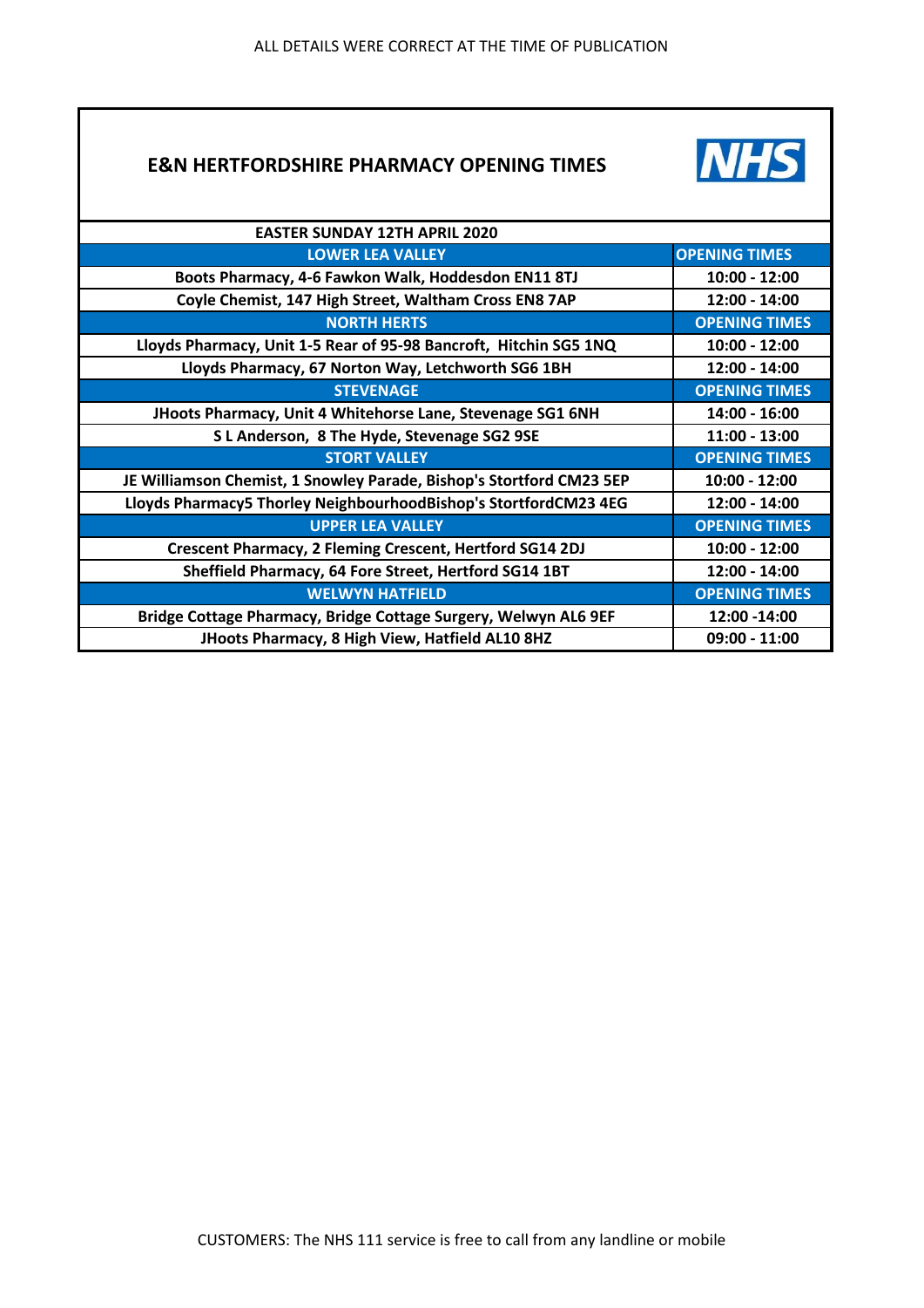ALL DETAILS WERE CORRECT AT THE TIME OF PUBLICATION

## E&N HERTFORDSHIRE PHARMACY OPENING TIMES

NHS

| EASTER SUNDAY 12TH APRIL 2020 | |
|---|---|
| **LOWER LEA VALLEY** | **OPENING TIMES** |
| Boots Pharmacy, 4-6 Fawkon Walk, Hoddesdon EN11 8TJ | 10:00 - 12:00 |
| Coyle Chemist, 147 High Street, Waltham Cross EN8 7AP | 12:00 - 14:00 |
| **NORTH HERTS** | **OPENING TIMES** |
| Lloyds Pharmacy, Unit 1-5 Rear of 95-98 Bancroft, Hitchin SG5 1NQ | 10:00 - 12:00 |
| Lloyds Pharmacy, 67 Norton Way, Letchworth SG6 1BH | 12:00 - 14:00 |
| **STEVENAGE** | **OPENING TIMES** |
| JHoots Pharmacy, Unit 4 Whitehorse Lane, Stevenage SG1 6NH | 14:00 - 16:00 |
| S L Anderson, 8 The Hyde, Stevenage SG2 9SE | 11:00 - 13:00 |
| **STORT VALLEY** | **OPENING TIMES** |
| JE Williamson Chemist, 1 Snowley Parade, Bishop's Stortford CM23 5EP | 10:00 - 12:00 |
| Lloyds Pharmacy5 Thorley NeighbourhoodBishop's StortfordCM23 4EG | 12:00 - 14:00 |
| **UPPER LEA VALLEY** | **OPENING TIMES** |
| Crescent Pharmacy, 2 Fleming Crescent, Hertford SG14 2DJ | 10:00 - 12:00 |
| Sheffield Pharmacy, 64 Fore Street, Hertford SG14 1BT | 12:00 - 14:00 |
| **WELWYN HATFIELD** | **OPENING TIMES** |
| Bridge Cottage Pharmacy, Bridge Cottage Surgery, Welwyn AL6 9EF | 12:00 -14:00 |
| JHoots Pharmacy, 8 High View, Hatfield AL10 8HZ | 09:00 - 11:00 |

CUSTOMERS: The NHS 111 service is free to call from any landline or mobile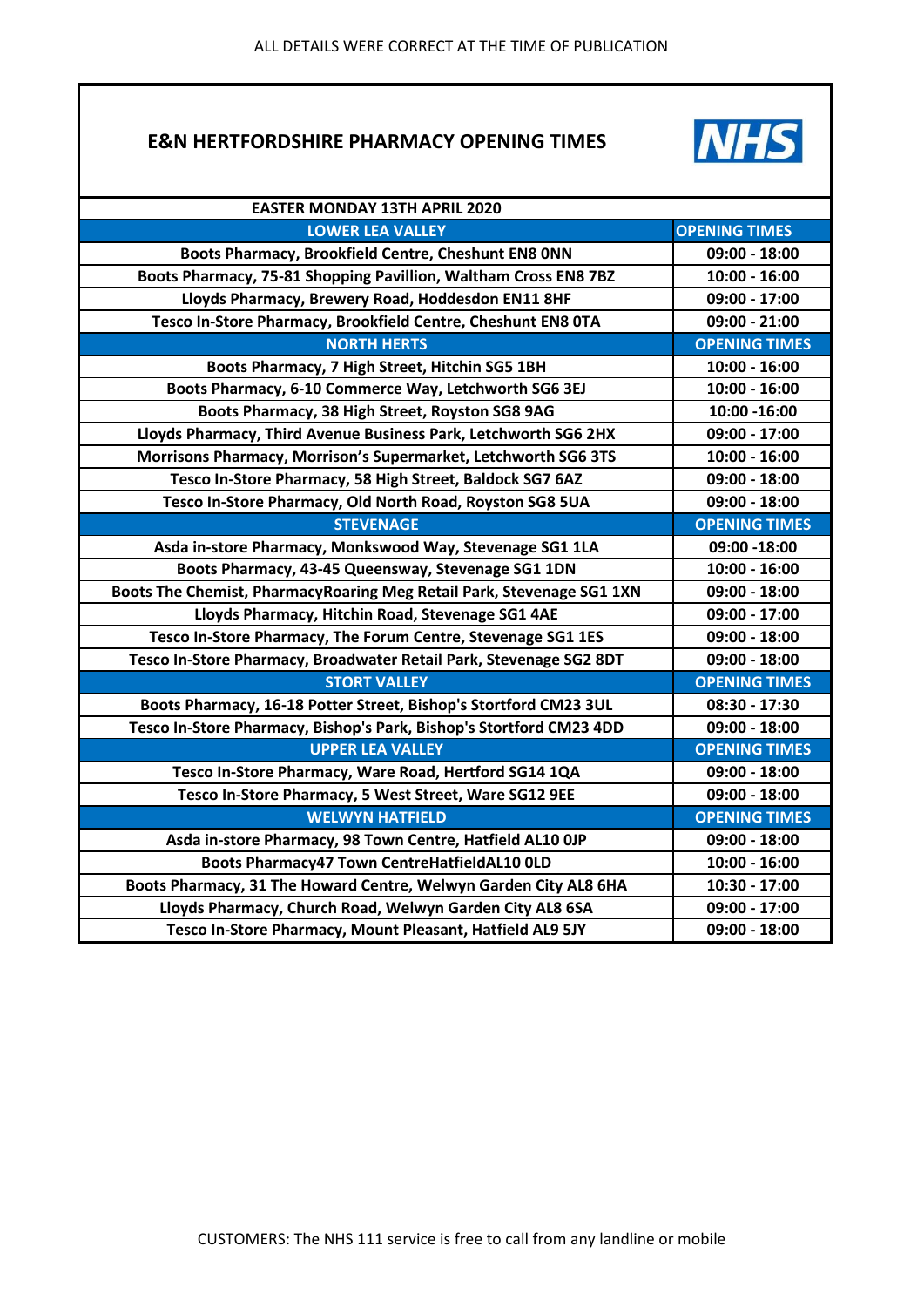ALL DETAILS WERE CORRECT AT THE TIME OF PUBLICATION

## E&N HERTFORDSHIRE PHARMACY OPENING TIMES

| EASTER MONDAY 13TH APRIL 2020 | |
|---|---|
| **LOWER LEA VALLEY** | **OPENING TIMES** |
| Boots Pharmacy, Brookfield Centre, Cheshunt EN8 0NN | 09:00 - 18:00 |
| Boots Pharmacy, 75-81 Shopping Pavillion, Waltham Cross EN8 7BZ | 10:00 - 16:00 |
| Lloyds Pharmacy, Brewery Road, Hoddesdon EN11 8HF | 09:00 - 17:00 |
| Tesco In-Store Pharmacy, Brookfield Centre, Cheshunt EN8 0TA | 09:00 - 21:00 |
| **NORTH HERTS** | **OPENING TIMES** |
| Boots Pharmacy, 7 High Street, Hitchin SG5 1BH | 10:00 - 16:00 |
| Boots Pharmacy, 6-10 Commerce Way, Letchworth SG6 3EJ | 10:00 - 16:00 |
| Boots Pharmacy, 38 High Street, Royston SG8 9AG | 10:00 -16:00 |
| Lloyds Pharmacy, Third Avenue Business Park, Letchworth SG6 2HX | 09:00 - 17:00 |
| Morrisons Pharmacy, Morrison's Supermarket, Letchworth SG6 3TS | 10:00 - 16:00 |
| Tesco In-Store Pharmacy, 58 High Street, Baldock SG7 6AZ | 09:00 - 18:00 |
| Tesco In-Store Pharmacy, Old North Road, Royston SG8 5UA | 09:00 - 18:00 |
| **STEVENAGE** | **OPENING TIMES** |
| Asda in-store Pharmacy, Monkswood Way, Stevenage SG1 1LA | 09:00 -18:00 |
| Boots Pharmacy, 43-45 Queensway, Stevenage SG1 1DN | 10:00 - 16:00 |
| Boots The Chemist, PharmacyRoaring Meg Retail Park, Stevenage SG1 1XN | 09:00 - 18:00 |
| Lloyds Pharmacy, Hitchin Road, Stevenage SG1 4AE | 09:00 - 17:00 |
| Tesco In-Store Pharmacy, The Forum Centre, Stevenage SG1 1ES | 09:00 - 18:00 |
| Tesco In-Store Pharmacy, Broadwater Retail Park, Stevenage SG2 8DT | 09:00 - 18:00 |
| **STORT VALLEY** | **OPENING TIMES** |
| Boots Pharmacy, 16-18 Potter Street, Bishop's Stortford CM23 3UL | 08:30 - 17:30 |
| Tesco In-Store Pharmacy, Bishop's Park, Bishop's Stortford CM23 4DD | 09:00 - 18:00 |
| **UPPER LEA VALLEY** | **OPENING TIMES** |
| Tesco In-Store Pharmacy, Ware Road, Hertford SG14 1QA | 09:00 - 18:00 |
| Tesco In-Store Pharmacy, 5 West Street, Ware SG12 9EE | 09:00 - 18:00 |
| **WELWYN HATFIELD** | **OPENING TIMES** |
| Asda in-store Pharmacy, 98 Town Centre, Hatfield AL10 0JP | 09:00 - 18:00 |
| Boots Pharmacy47 Town CentreHatfieldAL10 0LD | 10:00 - 16:00 |
| Boots Pharmacy, 31 The Howard Centre, Welwyn Garden City AL8 6HA | 10:30 - 17:00 |
| Lloyds Pharmacy, Church Road, Welwyn Garden City AL8 6SA | 09:00 - 17:00 |
| Tesco In-Store Pharmacy, Mount Pleasant, Hatfield AL9 5JY | 09:00 - 18:00 |

CUSTOMERS: The NHS 111 service is free to call from any landline or mobile